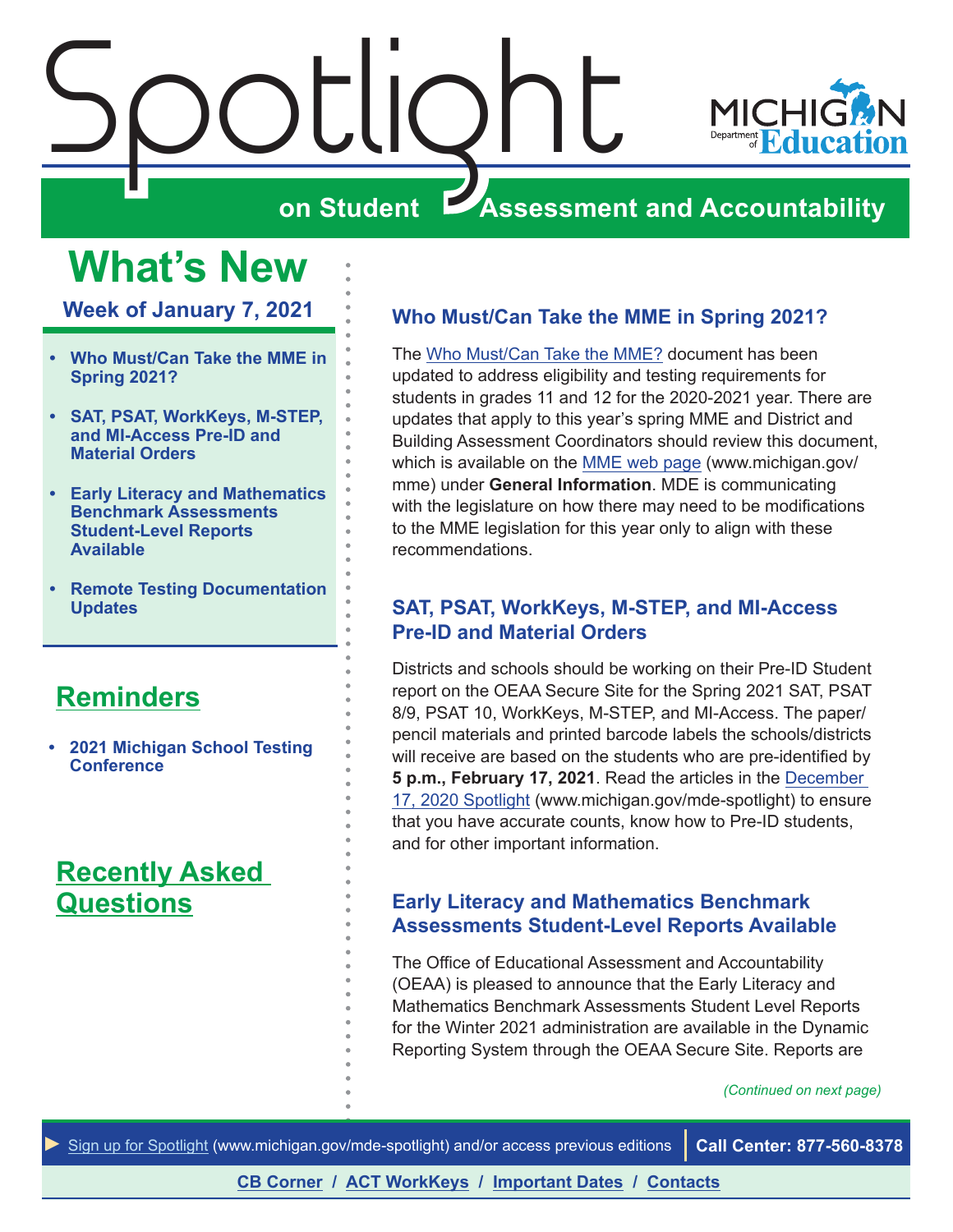# Spotlight on Student Assessment and Accountability

MICHIGAN Department of Education

## What's New

### Week of January 7, 2021

- **Who Must/Can Take the MME in Spring 2021?**
- **SAT, PSAT, WorkKeys, M-STEP, and MI-Access Pre-ID and Material Orders**
- **Early Literacy and Mathematics Benchmark Assessments Student-Level Reports Available**
- **Remote Testing Documentation Updates**

## Reminders

- **2021 Michigan School Testing Conference**

## Recently Asked Questions

### Who Must/Can Take the MME in Spring 2021?

The Who Must/Can Take the MME? document has been updated to address eligibility and testing requirements for students in grades 11 and 12 for the 2020-2021 year. There are updates that apply to this year's spring MME and District and Building Assessment Coordinators should review this document, which is available on the MME web page (www.michigan.gov/mme) under **General Information**. MDE is communicating with the legislature on how there may need to be modifications to the MME legislation for this year only to align with these recommendations.

### SAT, PSAT, WorkKeys, M-STEP, and MI-Access Pre-ID and Material Orders

Districts and schools should be working on their Pre-ID Student report on the OEAA Secure Site for the Spring 2021 SAT, PSAT 8/9, PSAT 10, WorkKeys, M-STEP, and MI-Access. The paper/pencil materials and printed barcode labels the schools/districts will receive are based on the students who are pre-identified by **5 p.m., February 17, 2021**. Read the articles in the December 17, 2020 Spotlight (www.michigan.gov/mde-spotlight) to ensure that you have accurate counts, know how to Pre-ID students, and for other important information.

### Early Literacy and Mathematics Benchmark Assessments Student-Level Reports Available

The Office of Educational Assessment and Accountability (OEAA) is pleased to announce that the Early Literacy and Mathematics Benchmark Assessments Student Level Reports for the Winter 2021 administration are available in the Dynamic Reporting System through the OEAA Secure Site. Reports are

*(Continued on next page)*

► Sign up for Spotlight (www.michigan.gov/mde-spotlight) and/or access previous editions | **Call Center: 877-560-8378**

**CB Corner / ACT WorkKeys / Important Dates / Contacts**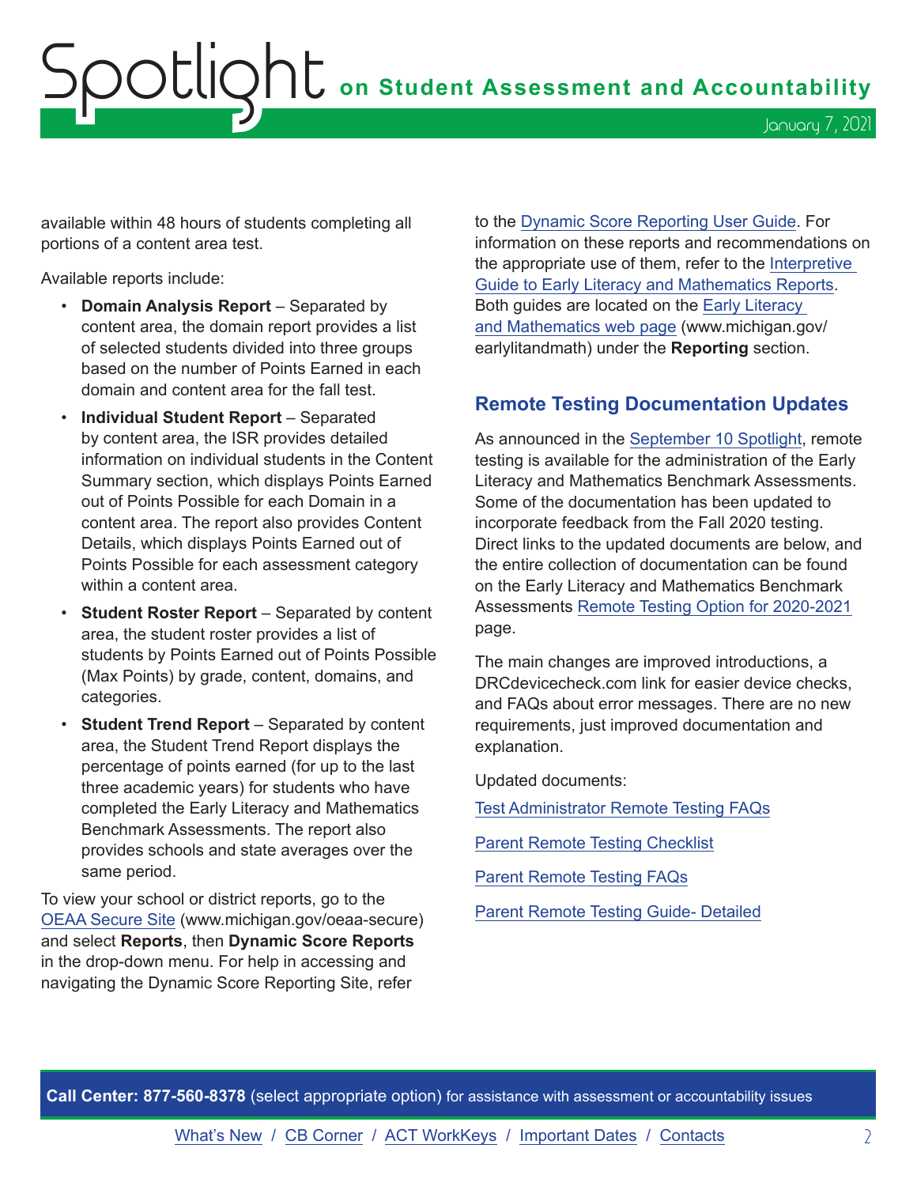available within 48 hours of students completing all portions of a content area test.

Available reports include:

- **Domain Analysis Report** – Separated by content area, the domain report provides a list of selected students divided into three groups based on the number of Points Earned in each domain and content area for the fall test.
- **Individual Student Report** – Separated by content area, the ISR provides detailed information on individual students in the Content Summary section, which displays Points Earned out of Points Possible for each Domain in a content area. The report also provides Content Details, which displays Points Earned out of Points Possible for each assessment category within a content area.
- **Student Roster Report** – Separated by content area, the student roster provides a list of students by Points Earned out of Points Possible (Max Points) by grade, content, domains, and categories.
- **Student Trend Report** – Separated by content area, the Student Trend Report displays the percentage of points earned (for up to the last three academic years) for students who have completed the Early Literacy and Mathematics Benchmark Assessments. The report also provides schools and state averages over the same period.

To view your school or district reports, go to the OEAA Secure Site (www.michigan.gov/oeaa-secure) and select **Reports**, then **Dynamic Score Reports** in the drop-down menu. For help in accessing and navigating the Dynamic Score Reporting Site, refer to the Dynamic Score Reporting User Guide. For information on these reports and recommendations on the appropriate use of them, refer to the Interpretive Guide to Early Literacy and Mathematics Reports. Both guides are located on the Early Literacy and Mathematics web page (www.michigan.gov/earlylitandmath) under the **Reporting** section.

## Remote Testing Documentation Updates

As announced in the September 10 Spotlight, remote testing is available for the administration of the Early Literacy and Mathematics Benchmark Assessments. Some of the documentation has been updated to incorporate feedback from the Fall 2020 testing. Direct links to the updated documents are below, and the entire collection of documentation can be found on the Early Literacy and Mathematics Benchmark Assessments Remote Testing Option for 2020-2021 page.

The main changes are improved introductions, a DRCdevicecheck.com link for easier device checks, and FAQs about error messages. There are no new requirements, just improved documentation and explanation.

Updated documents:

Test Administrator Remote Testing FAQs

Parent Remote Testing Checklist

Parent Remote Testing FAQs

Parent Remote Testing Guide- Detailed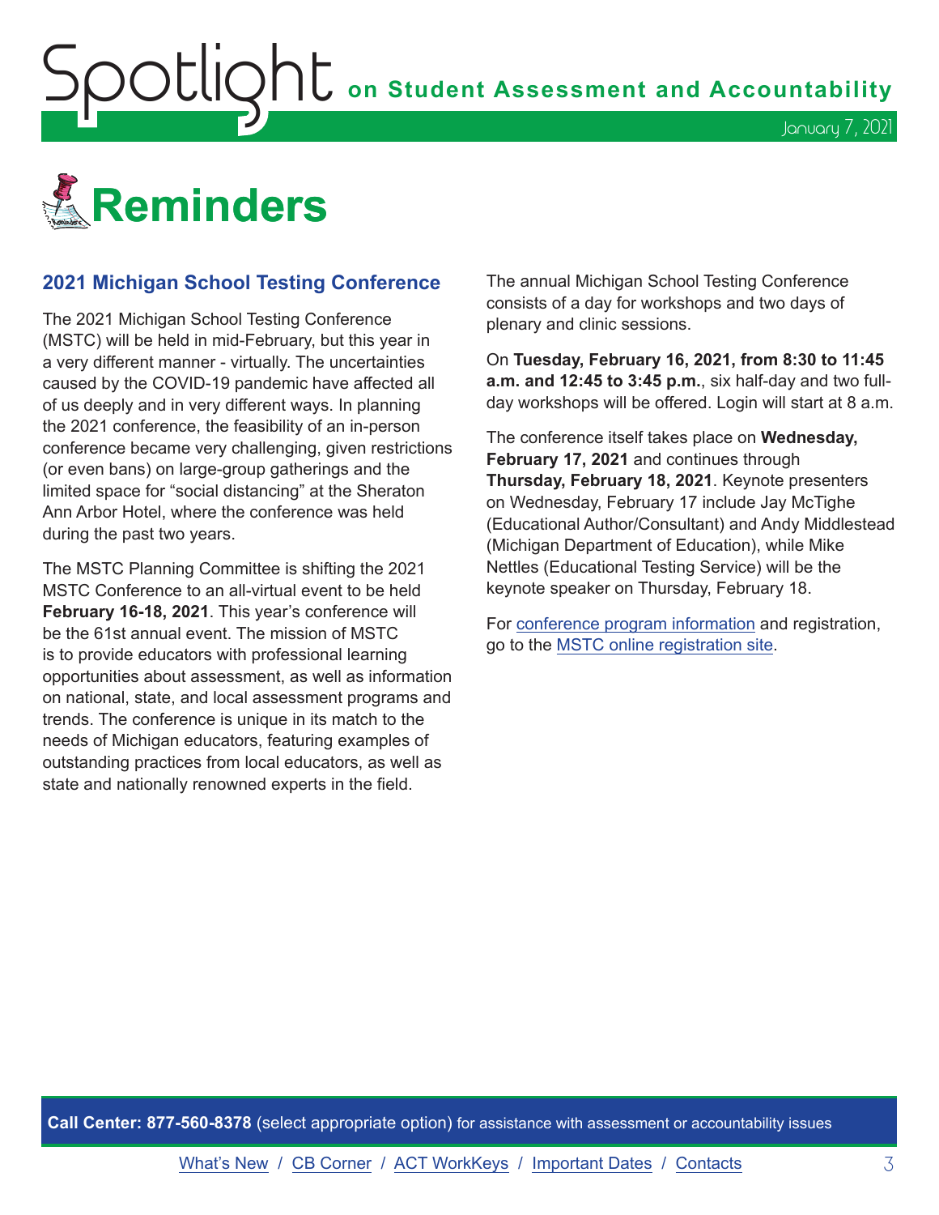# Reminders

## 2021 Michigan School Testing Conference

The 2021 Michigan School Testing Conference (MSTC) will be held in mid-February, but this year in a very different manner - virtually. The uncertainties caused by the COVID-19 pandemic have affected all of us deeply and in very different ways. In planning the 2021 conference, the feasibility of an in-person conference became very challenging, given restrictions (or even bans) on large-group gatherings and the limited space for "social distancing" at the Sheraton Ann Arbor Hotel, where the conference was held during the past two years.

The MSTC Planning Committee is shifting the 2021 MSTC Conference to an all-virtual event to be held **February 16-18, 2021**. This year's conference will be the 61st annual event. The mission of MSTC is to provide educators with professional learning opportunities about assessment, as well as information on national, state, and local assessment programs and trends. The conference is unique in its match to the needs of Michigan educators, featuring examples of outstanding practices from local educators, as well as state and nationally renowned experts in the field.

The annual Michigan School Testing Conference consists of a day for workshops and two days of plenary and clinic sessions.

On **Tuesday, February 16, 2021, from 8:30 to 11:45 a.m. and 12:45 to 3:45 p.m.**, six half-day and two full-day workshops will be offered. Login will start at 8 a.m.

The conference itself takes place on **Wednesday, February 17, 2021** and continues through **Thursday, February 18, 2021**. Keynote presenters on Wednesday, February 17 include Jay McTighe (Educational Author/Consultant) and Andy Middlestead (Michigan Department of Education), while Mike Nettles (Educational Testing Service) will be the keynote speaker on Thursday, February 18.

For conference program information and registration, go to the MSTC online registration site.

**Call Center: 877-560-8378** (select appropriate option) for assistance with assessment or accountability issues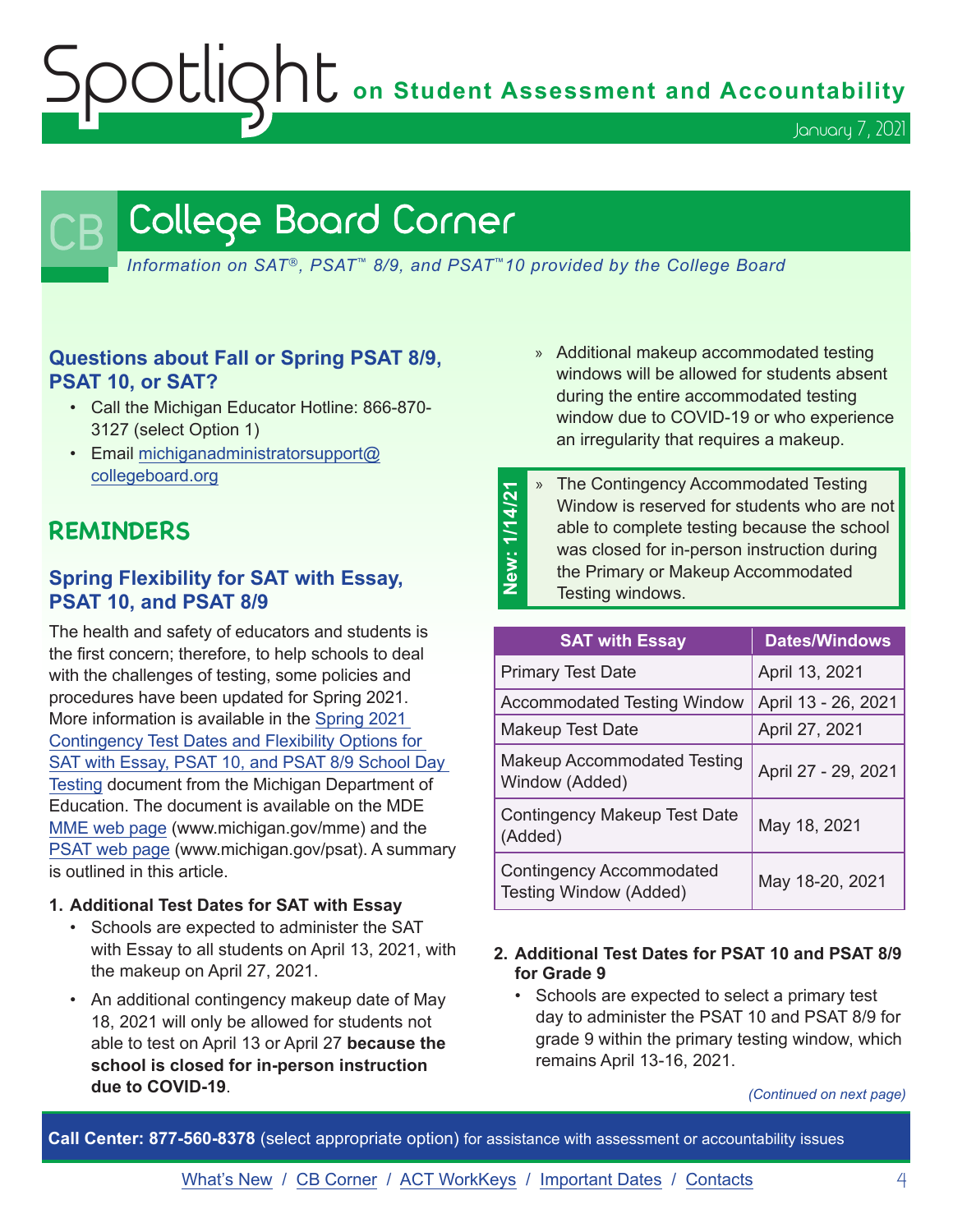# College Board Corner

*Information on SAT®, PSAT™ 8/9, and PSAT™10 provided by the College Board*

### Questions about Fall or Spring PSAT 8/9, PSAT 10, or SAT?

- Call the Michigan Educator Hotline: 866-870-3127 (select Option 1)
- Email michiganadministratorsupport@collegeboard.org

## REMINDERS

### Spring Flexibility for SAT with Essay, PSAT 10, and PSAT 8/9

The health and safety of educators and students is the first concern; therefore, to help schools to deal with the challenges of testing, some policies and procedures have been updated for Spring 2021. More information is available in the Spring 2021 Contingency Test Dates and Flexibility Options for SAT with Essay, PSAT 10, and PSAT 8/9 School Day Testing document from the Michigan Department of Education. The document is available on the MDE MME web page (www.michigan.gov/mme) and the PSAT web page (www.michigan.gov/psat). A summary is outlined in this article.

1. **Additional Test Dates for SAT with Essay**
   - Schools are expected to administer the SAT with Essay to all students on April 13, 2021, with the makeup on April 27, 2021.
   - An additional contingency makeup date of May 18, 2021 will only be allowed for students not able to test on April 13 or April 27 **because the school is closed for in-person instruction due to COVID-19**.
     - » Additional makeup accommodated testing windows will be allowed for students absent during the entire accommodated testing window due to COVID-19 or who experience an irregularity that requires a makeup.
     - » **New: 1/14/21** The Contingency Accommodated Testing Window is reserved for students who are not able to complete testing because the school was closed for in-person instruction during the Primary or Makeup Accommodated Testing windows.

| SAT with Essay | Dates/Windows |
|---|---|
| Primary Test Date | April 13, 2021 |
| Accommodated Testing Window | April 13 - 26, 2021 |
| Makeup Test Date | April 27, 2021 |
| Makeup Accommodated Testing Window (Added) | April 27 - 29, 2021 |
| Contingency Makeup Test Date (Added) | May 18, 2021 |
| Contingency Accommodated Testing Window (Added) | May 18-20, 2021 |

2. **Additional Test Dates for PSAT 10 and PSAT 8/9 for Grade 9**
   - Schools are expected to select a primary test day to administer the PSAT 10 and PSAT 8/9 for grade 9 within the primary testing window, which remains April 13-16, 2021.

*(Continued on next page)*

**Call Center: 877-560-8378** (select appropriate option) for assistance with assessment or accountability issues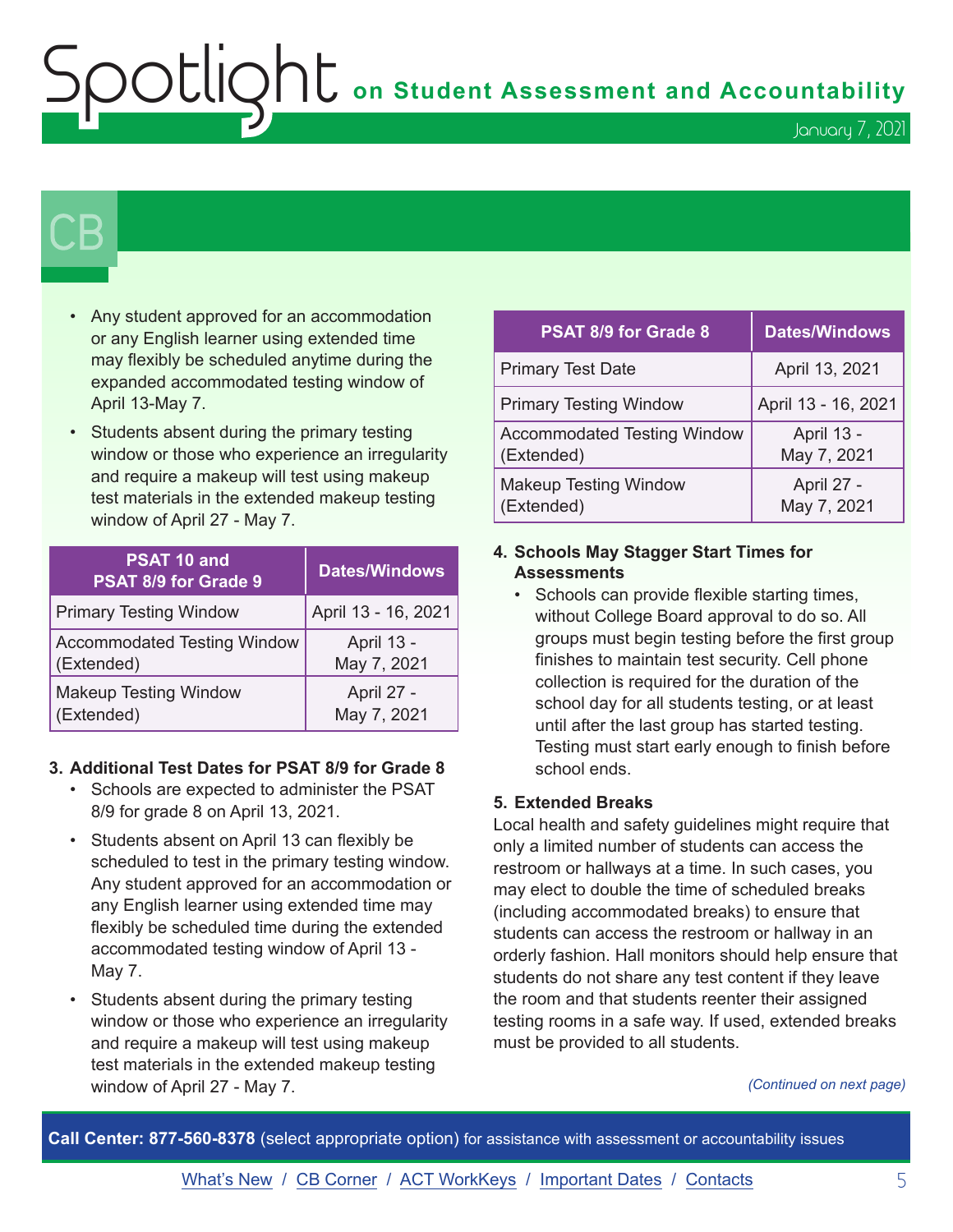## CB

- Any student approved for an accommodation or any English learner using extended time may flexibly be scheduled anytime during the expanded accommodated testing window of April 13-May 7.
- Students absent during the primary testing window or those who experience an irregularity and require a makeup will test using makeup test materials in the extended makeup testing window of April 27 - May 7.

| PSAT 10 and PSAT 8/9 for Grade 9 | Dates/Windows |
|---|---|
| Primary Testing Window | April 13 - 16, 2021 |
| Accommodated Testing Window (Extended) | April 13 - May 7, 2021 |
| Makeup Testing Window (Extended) | April 27 - May 7, 2021 |

**3. Additional Test Dates for PSAT 8/9 for Grade 8**

- Schools are expected to administer the PSAT 8/9 for grade 8 on April 13, 2021.
- Students absent on April 13 can flexibly be scheduled to test in the primary testing window. Any student approved for an accommodation or any English learner using extended time may flexibly be scheduled time during the extended accommodated testing window of April 13 - May 7.
- Students absent during the primary testing window or those who experience an irregularity and require a makeup will test using makeup test materials in the extended makeup testing window of April 27 - May 7.

| PSAT 8/9 for Grade 8 | Dates/Windows |
|---|---|
| Primary Test Date | April 13, 2021 |
| Primary Testing Window | April 13 - 16, 2021 |
| Accommodated Testing Window (Extended) | April 13 - May 7, 2021 |
| Makeup Testing Window (Extended) | April 27 - May 7, 2021 |

**4. Schools May Stagger Start Times for Assessments**

- Schools can provide flexible starting times, without College Board approval to do so. All groups must begin testing before the first group finishes to maintain test security. Cell phone collection is required for the duration of the school day for all students testing, or at least until after the last group has started testing. Testing must start early enough to finish before school ends.

**5. Extended Breaks**

Local health and safety guidelines might require that only a limited number of students can access the restroom or hallways at a time. In such cases, you may elect to double the time of scheduled breaks (including accommodated breaks) to ensure that students can access the restroom or hallway in an orderly fashion. Hall monitors should help ensure that students do not share any test content if they leave the room and that students reenter their assigned testing rooms in a safe way. If used, extended breaks must be provided to all students.

*(Continued on next page)*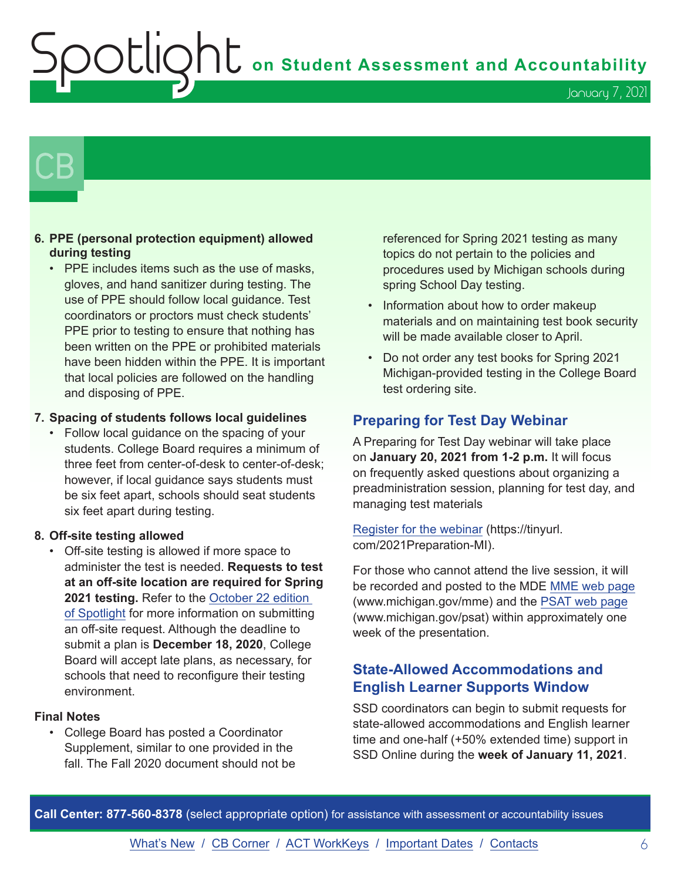# CB

6. **PPE (personal protection equipment) allowed during testing**
   - PPE includes items such as the use of masks, gloves, and hand sanitizer during testing. The use of PPE should follow local guidance. Test coordinators or proctors must check students' PPE prior to testing to ensure that nothing has been written on the PPE or prohibited materials have been hidden within the PPE. It is important that local policies are followed on the handling and disposing of PPE.

7. **Spacing of students follows local guidelines**
   - Follow local guidance on the spacing of your students. College Board requires a minimum of three feet from center-of-desk to center-of-desk; however, if local guidance says students must be six feet apart, schools should seat students six feet apart during testing.

8. **Off-site testing allowed**
   - Off-site testing is allowed if more space to administer the test is needed. **Requests to test at an off-site location are required for Spring 2021 testing.** Refer to the October 22 edition of Spotlight for more information on submitting an off-site request. Although the deadline to submit a plan is **December 18, 2020**, College Board will accept late plans, as necessary, for schools that need to reconfigure their testing environment.

**Final Notes**

- College Board has posted a Coordinator Supplement, similar to one provided in the fall. The Fall 2020 document should not be referenced for Spring 2021 testing as many topics do not pertain to the policies and procedures used by Michigan schools during spring School Day testing.
- Information about how to order makeup materials and on maintaining test book security will be made available closer to April.
- Do not order any test books for Spring 2021 Michigan-provided testing in the College Board test ordering site.

## Preparing for Test Day Webinar

A Preparing for Test Day webinar will take place on **January 20, 2021 from 1-2 p.m.** It will focus on frequently asked questions about organizing a preadministration session, planning for test day, and managing test materials

Register for the webinar (https://tinyurl.com/2021Preparation-MI).

For those who cannot attend the live session, it will be recorded and posted to the MDE MME web page (www.michigan.gov/mme) and the PSAT web page (www.michigan.gov/psat) within approximately one week of the presentation.

## State-Allowed Accommodations and English Learner Supports Window

SSD coordinators can begin to submit requests for state-allowed accommodations and English learner time and one-half (+50% extended time) support in SSD Online during the **week of January 11, 2021**.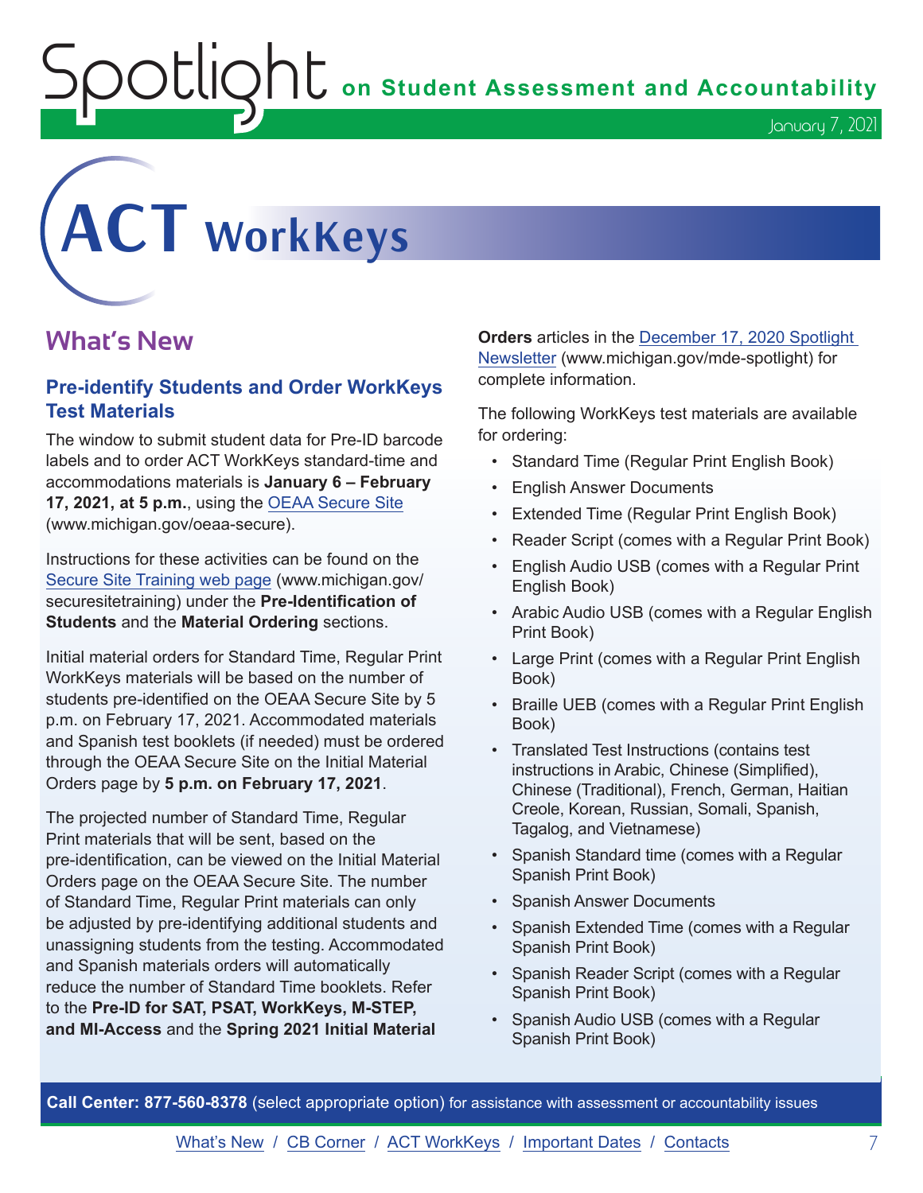# ACT WorkKeys

## What's New

### Pre-identify Students and Order WorkKeys Test Materials

The window to submit student data for Pre-ID barcode labels and to order ACT WorkKeys standard-time and accommodations materials is **January 6 – February 17, 2021, at 5 p.m.**, using the [OEAA Secure Site](www.michigan.gov/oeaa-secure) (www.michigan.gov/oeaa-secure).

Instructions for these activities can be found on the [Secure Site Training web page](www.michigan.gov/securesitetraining) (www.michigan.gov/securesitetraining) under the **Pre-Identification of Students** and the **Material Ordering** sections.

Initial material orders for Standard Time, Regular Print WorkKeys materials will be based on the number of students pre-identified on the OEAA Secure Site by 5 p.m. on February 17, 2021. Accommodated materials and Spanish test booklets (if needed) must be ordered through the OEAA Secure Site on the Initial Material Orders page by **5 p.m. on February 17, 2021**.

The projected number of Standard Time, Regular Print materials that will be sent, based on the pre-identification, can be viewed on the Initial Material Orders page on the OEAA Secure Site. The number of Standard Time, Regular Print materials can only be adjusted by pre-identifying additional students and unassigning students from the testing. Accommodated and Spanish materials orders will automatically reduce the number of Standard Time booklets. Refer to the **Pre-ID for SAT, PSAT, WorkKeys, M-STEP, and MI-Access** and the **Spring 2021 Initial Material Orders** articles in the [December 17, 2020 Spotlight Newsletter](www.michigan.gov/mde-spotlight) (www.michigan.gov/mde-spotlight) for complete information.

The following WorkKeys test materials are available for ordering:

- Standard Time (Regular Print English Book)
- English Answer Documents
- Extended Time (Regular Print English Book)
- Reader Script (comes with a Regular Print Book)
- English Audio USB (comes with a Regular Print English Book)
- Arabic Audio USB (comes with a Regular English Print Book)
- Large Print (comes with a Regular Print English Book)
- Braille UEB (comes with a Regular Print English Book)
- Translated Test Instructions (contains test instructions in Arabic, Chinese (Simplified), Chinese (Traditional), French, German, Haitian Creole, Korean, Russian, Somali, Spanish, Tagalog, and Vietnamese)
- Spanish Standard time (comes with a Regular Spanish Print Book)
- Spanish Answer Documents
- Spanish Extended Time (comes with a Regular Spanish Print Book)
- Spanish Reader Script (comes with a Regular Spanish Print Book)
- Spanish Audio USB (comes with a Regular Spanish Print Book)

**Call Center: 877-560-8378** (select appropriate option) for assistance with assessment or accountability issues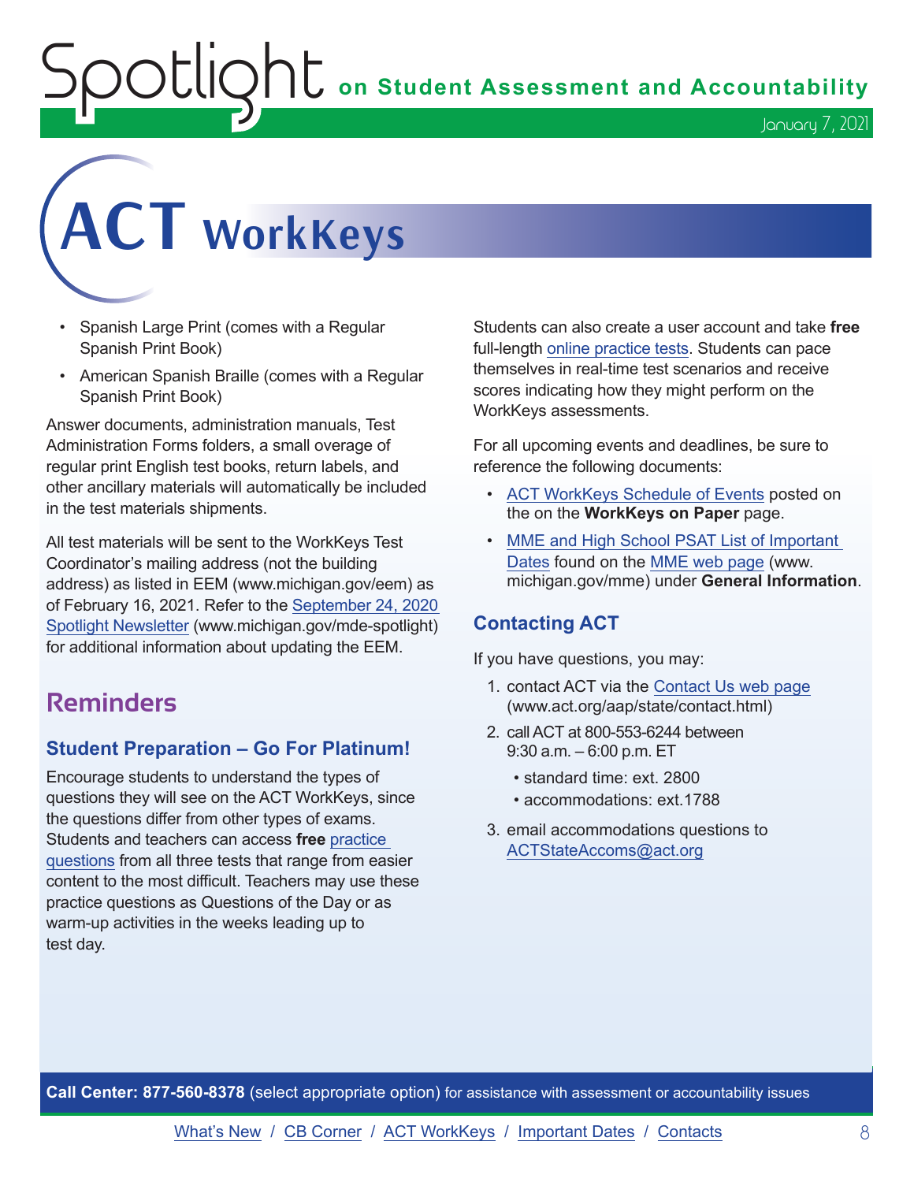# ACT WorkKeys

- Spanish Large Print (comes with a Regular Spanish Print Book)
- American Spanish Braille (comes with a Regular Spanish Print Book)

Answer documents, administration manuals, Test Administration Forms folders, a small overage of regular print English test books, return labels, and other ancillary materials will automatically be included in the test materials shipments.

All test materials will be sent to the WorkKeys Test Coordinator's mailing address (not the building address) as listed in EEM (www.michigan.gov/eem) as of February 16, 2021. Refer to the September 24, 2020 Spotlight Newsletter (www.michigan.gov/mde-spotlight) for additional information about updating the EEM.

## Reminders

### Student Preparation – Go For Platinum!

Encourage students to understand the types of questions they will see on the ACT WorkKeys, since the questions differ from other types of exams. Students and teachers can access **free** practice questions from all three tests that range from easier content to the most difficult. Teachers may use these practice questions as Questions of the Day or as warm-up activities in the weeks leading up to test day.

Students can also create a user account and take **free** full-length online practice tests. Students can pace themselves in real-time test scenarios and receive scores indicating how they might perform on the WorkKeys assessments.

For all upcoming events and deadlines, be sure to reference the following documents:

- ACT WorkKeys Schedule of Events posted on the on the **WorkKeys on Paper** page.
- MME and High School PSAT List of Important Dates found on the MME web page (www.michigan.gov/mme) under **General Information**.

### Contacting ACT

If you have questions, you may:

1. contact ACT via the Contact Us web page (www.act.org/aap/state/contact.html)
2. call ACT at 800-553-6244 between 9:30 a.m. – 6:00 p.m. ET
   - standard time: ext. 2800
   - accommodations: ext.1788
3. email accommodations questions to ACTStateAccoms@act.org

**Call Center: 877-560-8378** (select appropriate option) for assistance with assessment or accountability issues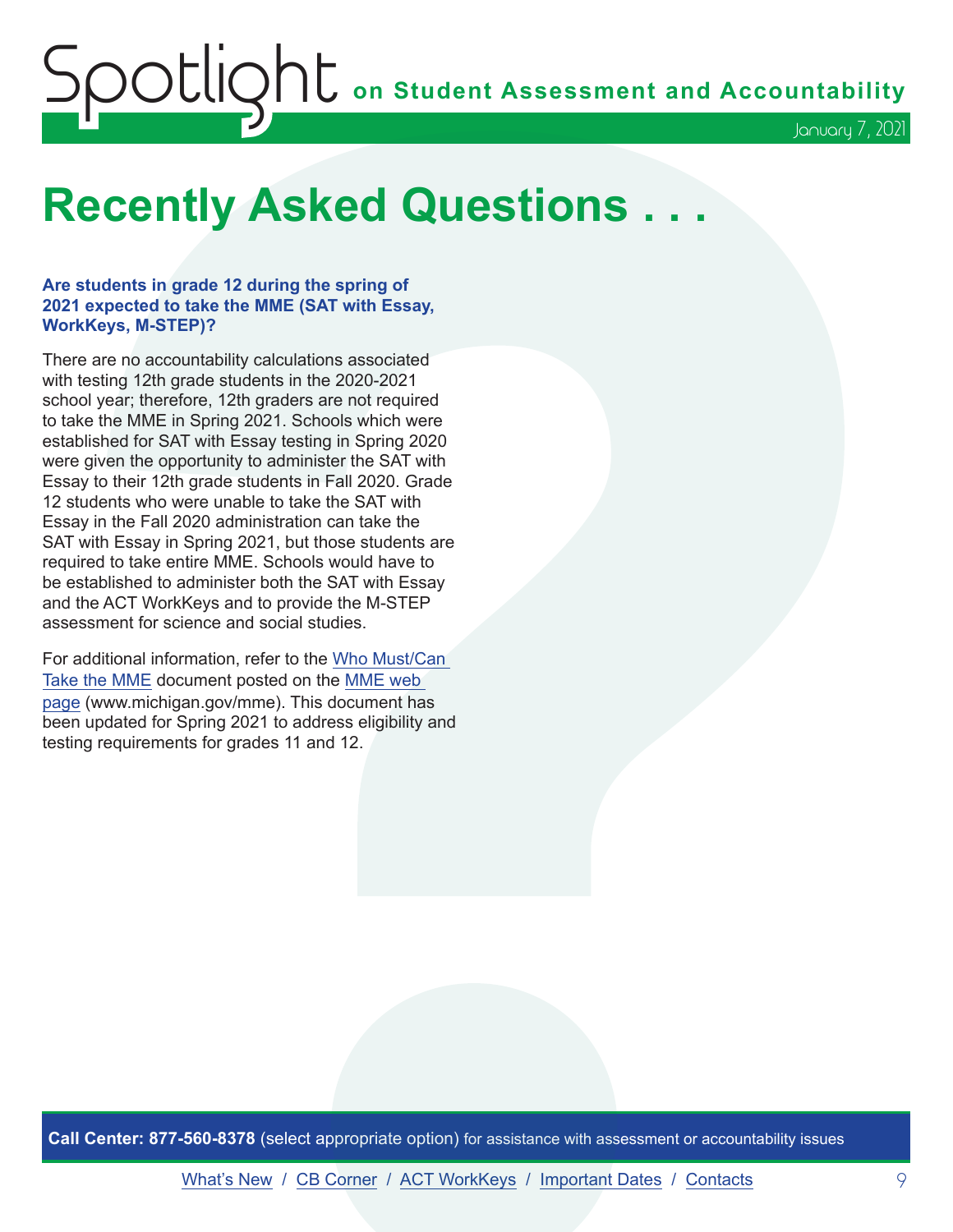# Recently Asked Questions . . .

**Are students in grade 12 during the spring of 2021 expected to take the MME (SAT with Essay, WorkKeys, M-STEP)?**

There are no accountability calculations associated with testing 12th grade students in the 2020-2021 school year; therefore, 12th graders are not required to take the MME in Spring 2021. Schools which were established for SAT with Essay testing in Spring 2020 were given the opportunity to administer the SAT with Essay to their 12th grade students in Fall 2020. Grade 12 students who were unable to take the SAT with Essay in the Fall 2020 administration can take the SAT with Essay in Spring 2021, but those students are required to take entire MME. Schools would have to be established to administer both the SAT with Essay and the ACT WorkKeys and to provide the M-STEP assessment for science and social studies.

For additional information, refer to the Who Must/Can Take the MME document posted on the MME web page (www.michigan.gov/mme). This document has been updated for Spring 2021 to address eligibility and testing requirements for grades 11 and 12.

**Call Center: 877-560-8378** (select appropriate option) for assistance with assessment or accountability issues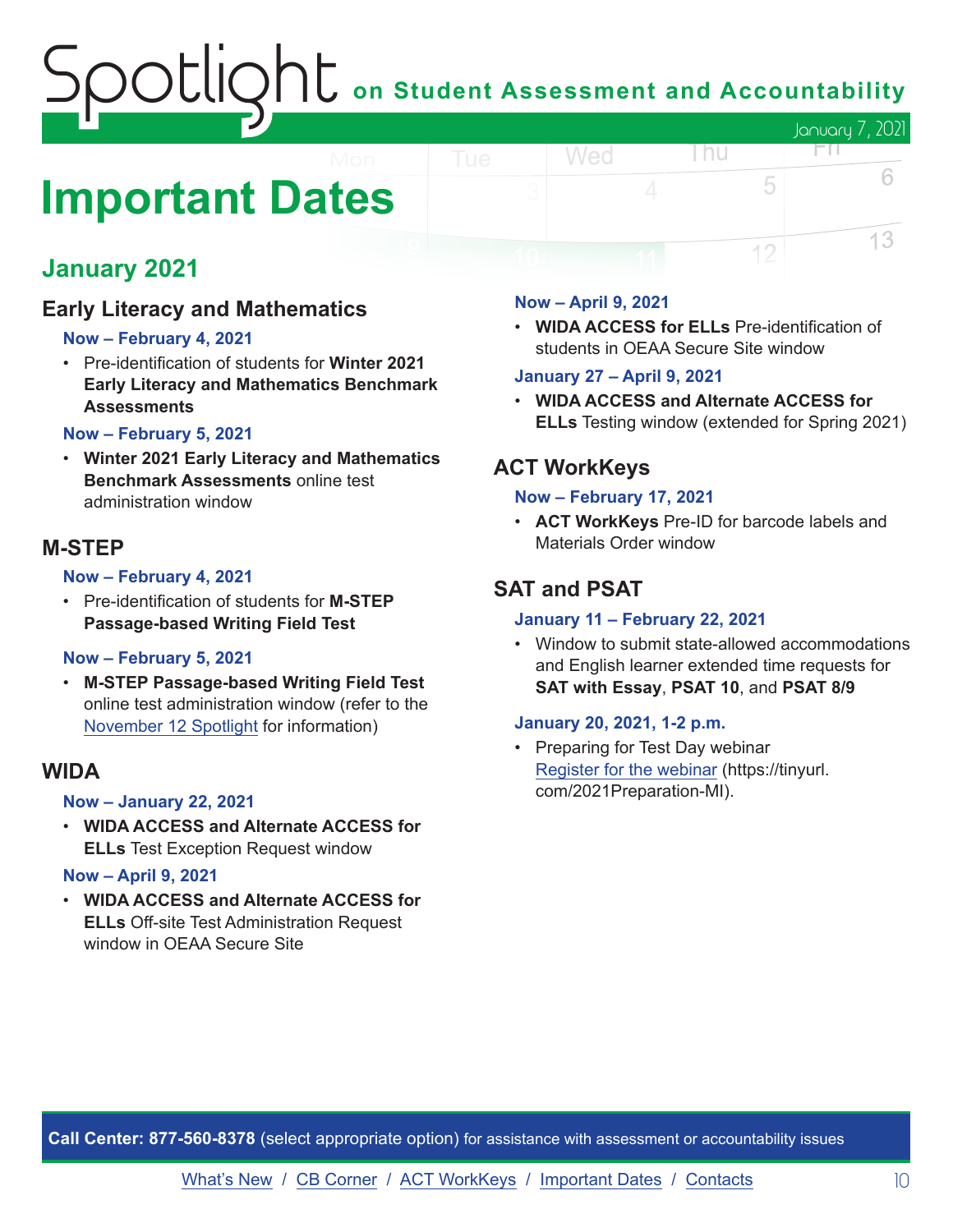# Important Dates

## January 2021

### Early Literacy and Mathematics

**Now – February 4, 2021**

- Pre-identification of students for **Winter 2021 Early Literacy and Mathematics Benchmark Assessments**

**Now – February 5, 2021**

- **Winter 2021 Early Literacy and Mathematics Benchmark Assessments** online test administration window

### M-STEP

**Now – February 4, 2021**

- Pre-identification of students for **M-STEP Passage-based Writing Field Test**

**Now – February 5, 2021**

- **M-STEP Passage-based Writing Field Test** online test administration window (refer to the November 12 Spotlight for information)

### WIDA

**Now – January 22, 2021**

- **WIDA ACCESS and Alternate ACCESS for ELLs** Test Exception Request window

**Now – April 9, 2021**

- **WIDA ACCESS and Alternate ACCESS for ELLs** Off-site Test Administration Request window in OEAA Secure Site

**Now – April 9, 2021**

- **WIDA ACCESS for ELLs** Pre-identification of students in OEAA Secure Site window

**January 27 – April 9, 2021**

- **WIDA ACCESS and Alternate ACCESS for ELLs** Testing window (extended for Spring 2021)

### ACT WorkKeys

**Now – February 17, 2021**

- **ACT WorkKeys** Pre-ID for barcode labels and Materials Order window

### SAT and PSAT

**January 11 – February 22, 2021**

- Window to submit state-allowed accommodations and English learner extended time requests for **SAT with Essay**, **PSAT 10**, and **PSAT 8/9**

**January 20, 2021, 1-2 p.m.**

- Preparing for Test Day webinar
  Register for the webinar (https://tinyurl.com/2021Preparation-MI).

**Call Center: 877-560-8378** (select appropriate option) for assistance with assessment or accountability issues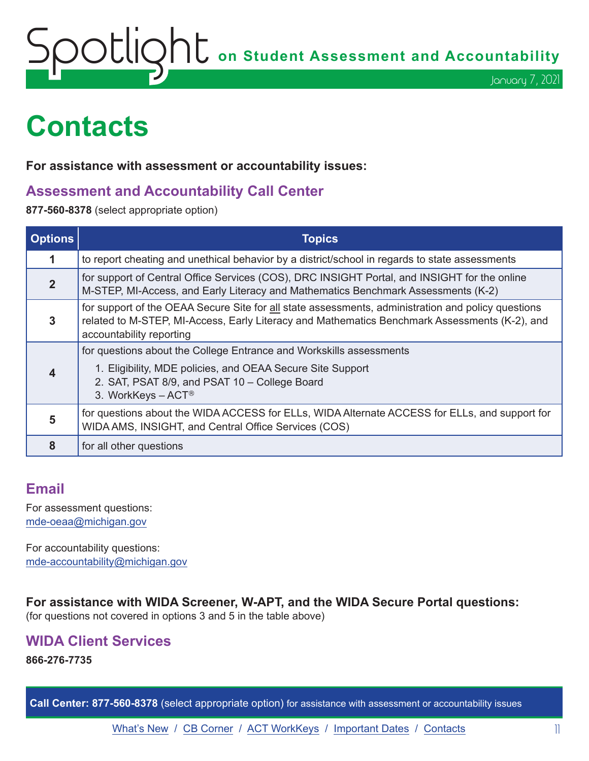# Contacts

**For assistance with assessment or accountability issues:**

## Assessment and Accountability Call Center

**877-560-8378** (select appropriate option)

| Options | Topics |
|---|---|
| **1** | to report cheating and unethical behavior by a district/school in regards to state assessments |
| **2** | for support of Central Office Services (COS), DRC INSIGHT Portal, and INSIGHT for the online M-STEP, MI-Access, and Early Literacy and Mathematics Benchmark Assessments (K-2) |
| **3** | for support of the OEAA Secure Site for all state assessments, administration and policy questions related to M-STEP, MI-Access, Early Literacy and Mathematics Benchmark Assessments (K-2), and accountability reporting |
| **4** | for questions about the College Entrance and Workskills assessments<br>1. Eligibility, MDE policies, and OEAA Secure Site Support<br>2. SAT, PSAT 8/9, and PSAT 10 – College Board<br>3. WorkKeys – ACT® |
| **5** | for questions about the WIDA ACCESS for ELLs, WIDA Alternate ACCESS for ELLs, and support for WIDA AMS, INSIGHT, and Central Office Services (COS) |
| **8** | for all other questions |

## Email

For assessment questions:
mde-oeaa@michigan.gov

For accountability questions:
mde-accountability@michigan.gov

**For assistance with WIDA Screener, W-APT, and the WIDA Secure Portal questions:**
(for questions not covered in options 3 and 5 in the table above)

## WIDA Client Services

**866-276-7735**